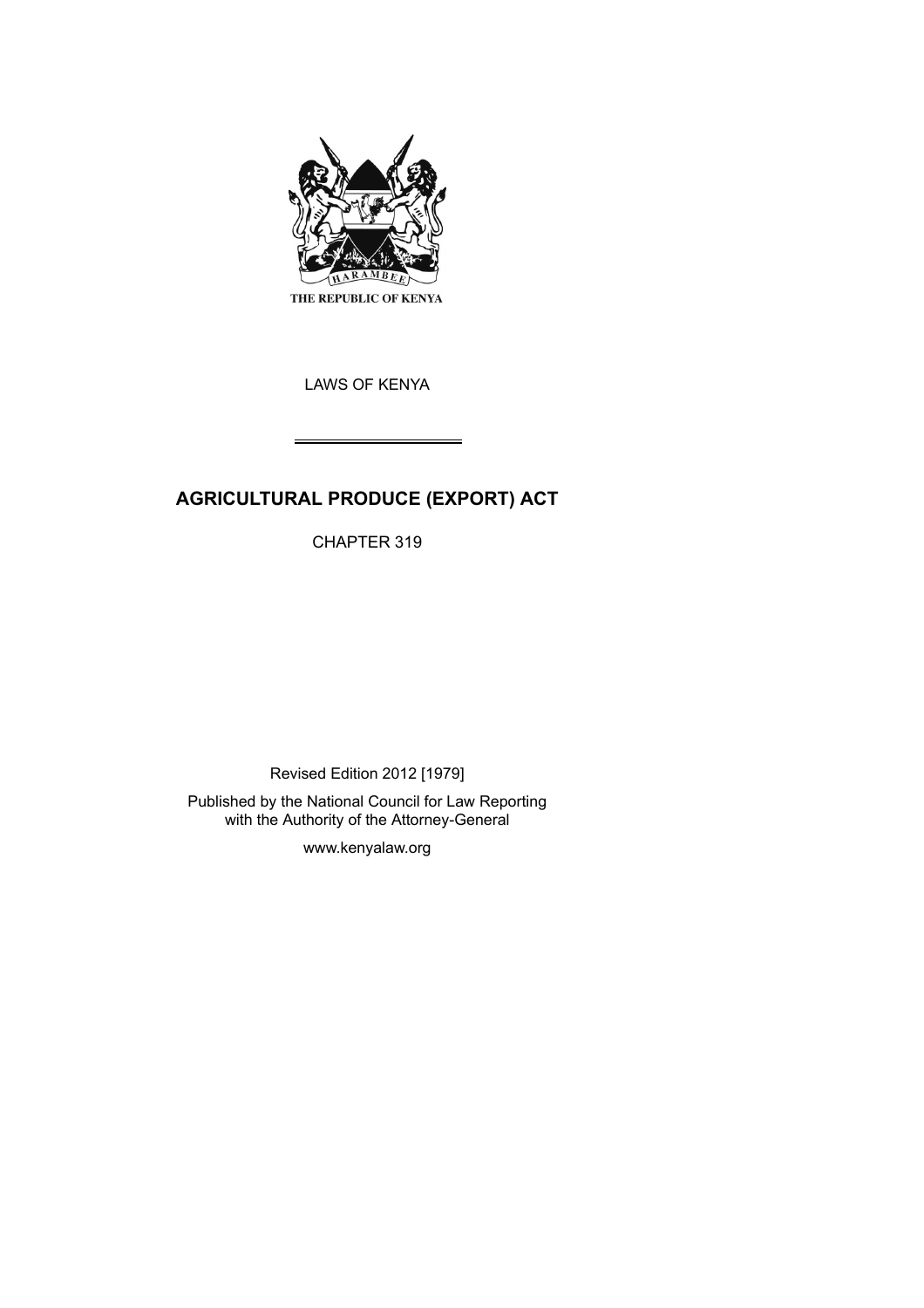THE REPUBLIC OF KENYA

LAWS OF KENYA

# AGRICULTURAL PRODUCE (EXPORT) ACT

CHAPTER 319

Revised Edition 2012 [1979]

Published by the National Council for Law Reporting with the Authority of the Attorney-General

www.kenyalaw.org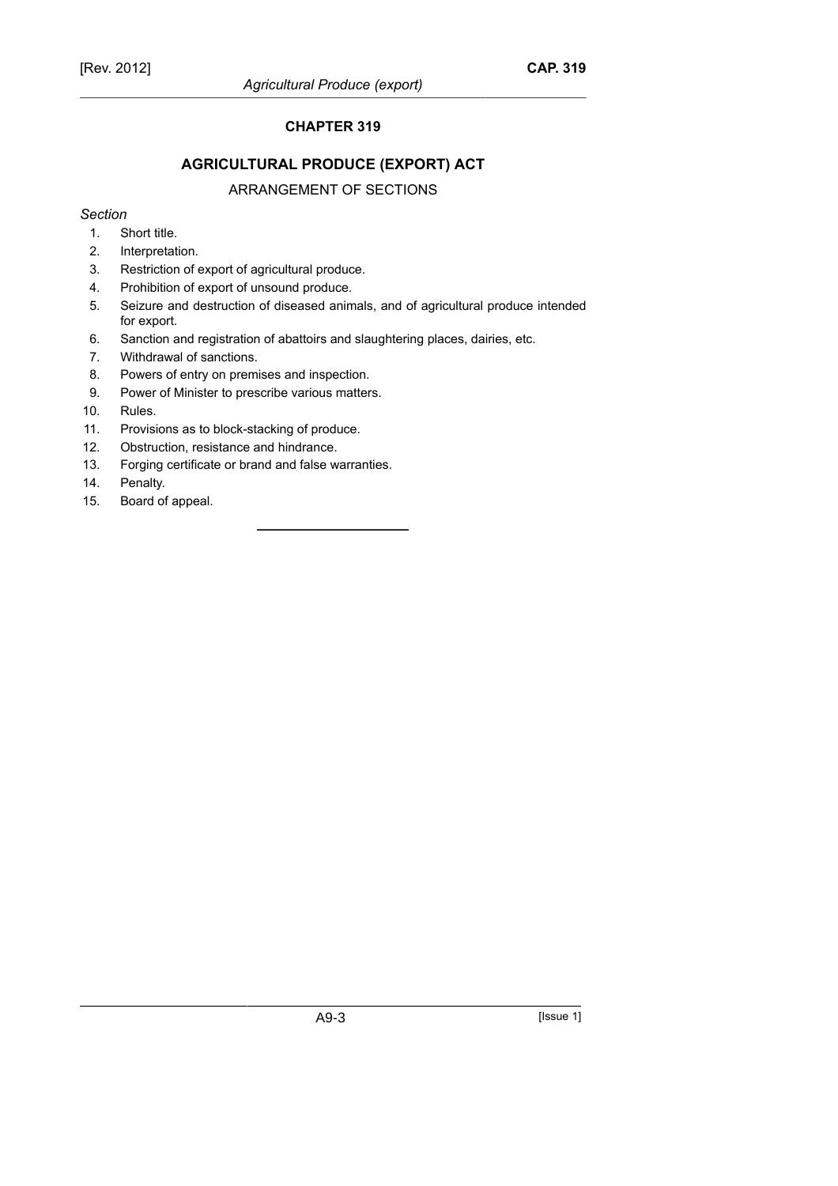# CHAPTER 319

## AGRICULTURAL PRODUCE (EXPORT) ACT

### ARRANGEMENT OF SECTIONS

*Section*

1. Short title.
2. Interpretation.
3. Restriction of export of agricultural produce.
4. Prohibition of export of unsound produce.
5. Seizure and destruction of diseased animals, and of agricultural produce intended for export.
6. Sanction and registration of abattoirs and slaughtering places, dairies, etc.
7. Withdrawal of sanctions.
8. Powers of entry on premises and inspection.
9. Power of Minister to prescribe various matters.
10. Rules.
11. Provisions as to block-stacking of produce.
12. Obstruction, resistance and hindrance.
13. Forging certificate or brand and false warranties.
14. Penalty.
15. Board of appeal.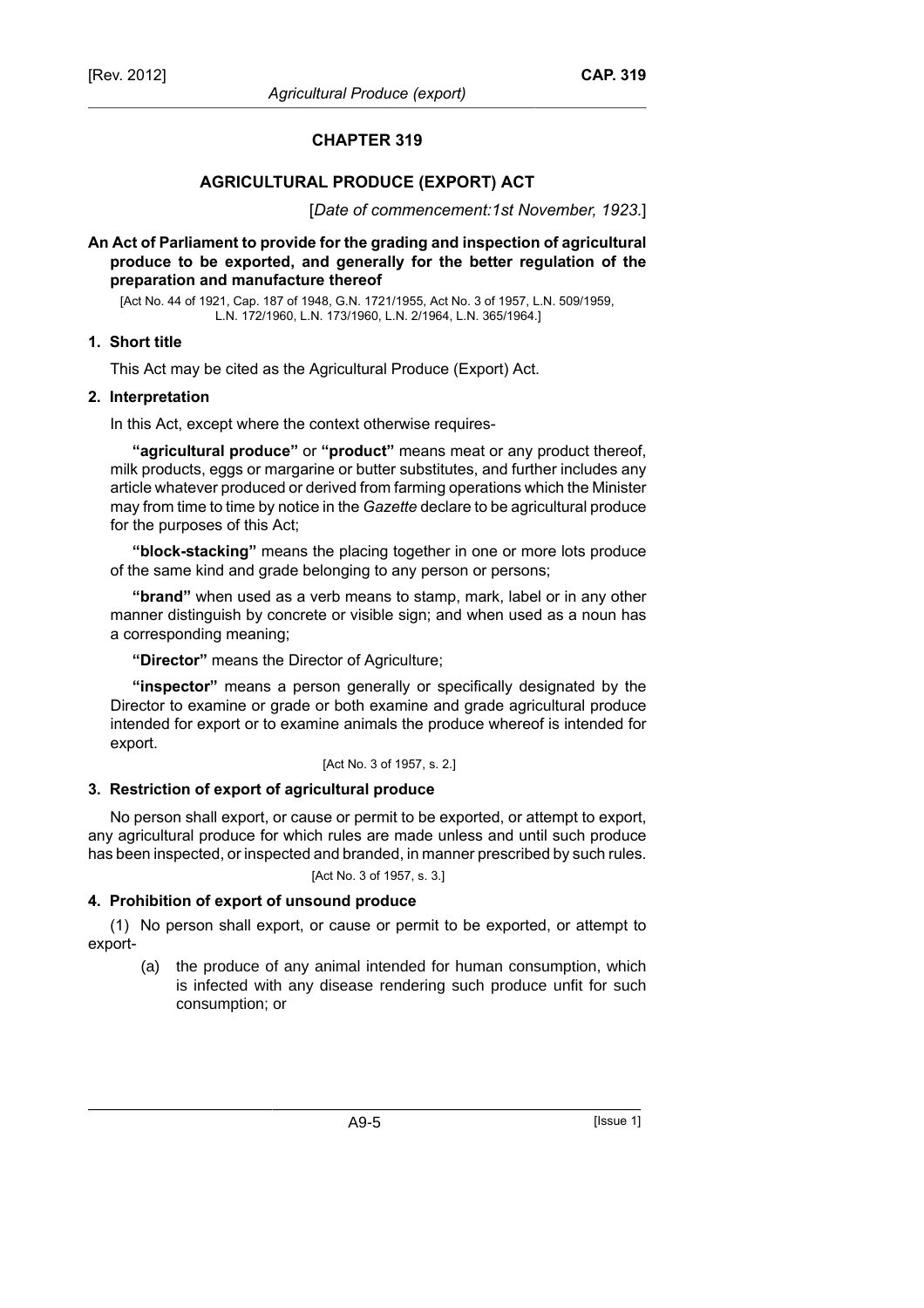# CHAPTER 319

## AGRICULTURAL PRODUCE (EXPORT) ACT

[*Date of commencement:1st November, 1923.*]

**An Act of Parliament to provide for the grading and inspection of agricultural produce to be exported, and generally for the better regulation of the preparation and manufacture thereof**

[Act No. 44 of 1921, Cap. 187 of 1948, G.N. 1721/1955, Act No. 3 of 1957, L.N. 509/1959, L.N. 172/1960, L.N. 173/1960, L.N. 2/1964, L.N. 365/1964.]

### 1. Short title

This Act may be cited as the Agricultural Produce (Export) Act.

### 2. Interpretation

In this Act, except where the context otherwise requires-

**"agricultural produce"** or **"product"** means meat or any product thereof, milk products, eggs or margarine or butter substitutes, and further includes any article whatever produced or derived from farming operations which the Minister may from time to time by notice in the *Gazette* declare to be agricultural produce for the purposes of this Act;

**"block-stacking"** means the placing together in one or more lots produce of the same kind and grade belonging to any person or persons;

**"brand"** when used as a verb means to stamp, mark, label or in any other manner distinguish by concrete or visible sign; and when used as a noun has a corresponding meaning;

**"Director"** means the Director of Agriculture;

**"inspector"** means a person generally or specifically designated by the Director to examine or grade or both examine and grade agricultural produce intended for export or to examine animals the produce whereof is intended for export.

[Act No. 3 of 1957, s. 2.]

### 3. Restriction of export of agricultural produce

No person shall export, or cause or permit to be exported, or attempt to export, any agricultural produce for which rules are made unless and until such produce has been inspected, or inspected and branded, in manner prescribed by such rules.

[Act No. 3 of 1957, s. 3.]

### 4. Prohibition of export of unsound produce

(1) No person shall export, or cause or permit to be exported, or attempt to export-

(a) the produce of any animal intended for human consumption, which is infected with any disease rendering such produce unfit for such consumption; or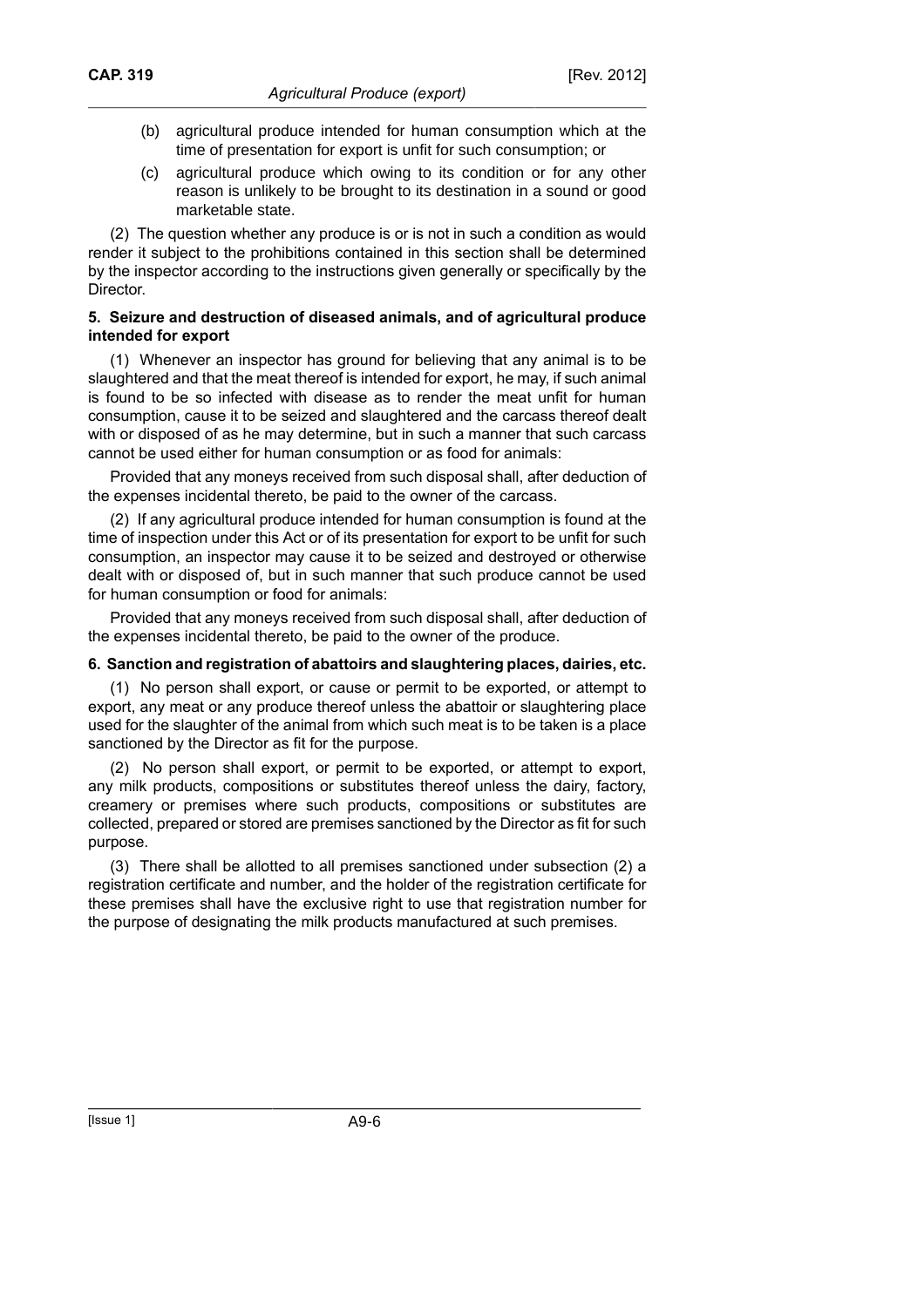(b) agricultural produce intended for human consumption which at the time of presentation for export is unfit for such consumption; or

(c) agricultural produce which owing to its condition or for any other reason is unlikely to be brought to its destination in a sound or good marketable state.

(2) The question whether any produce is or is not in such a condition as would render it subject to the prohibitions contained in this section shall be determined by the inspector according to the instructions given generally or specifically by the Director.

**5. Seizure and destruction of diseased animals, and of agricultural produce intended for export**

(1) Whenever an inspector has ground for believing that any animal is to be slaughtered and that the meat thereof is intended for export, he may, if such animal is found to be so infected with disease as to render the meat unfit for human consumption, cause it to be seized and slaughtered and the carcass thereof dealt with or disposed of as he may determine, but in such a manner that such carcass cannot be used either for human consumption or as food for animals:

Provided that any moneys received from such disposal shall, after deduction of the expenses incidental thereto, be paid to the owner of the carcass.

(2) If any agricultural produce intended for human consumption is found at the time of inspection under this Act or of its presentation for export to be unfit for such consumption, an inspector may cause it to be seized and destroyed or otherwise dealt with or disposed of, but in such manner that such produce cannot be used for human consumption or food for animals:

Provided that any moneys received from such disposal shall, after deduction of the expenses incidental thereto, be paid to the owner of the produce.

**6. Sanction and registration of abattoirs and slaughtering places, dairies, etc.**

(1) No person shall export, or cause or permit to be exported, or attempt to export, any meat or any produce thereof unless the abattoir or slaughtering place used for the slaughter of the animal from which such meat is to be taken is a place sanctioned by the Director as fit for the purpose.

(2) No person shall export, or permit to be exported, or attempt to export, any milk products, compositions or substitutes thereof unless the dairy, factory, creamery or premises where such products, compositions or substitutes are collected, prepared or stored are premises sanctioned by the Director as fit for such purpose.

(3) There shall be allotted to all premises sanctioned under subsection (2) a registration certificate and number, and the holder of the registration certificate for these premises shall have the exclusive right to use that registration number for the purpose of designating the milk products manufactured at such premises.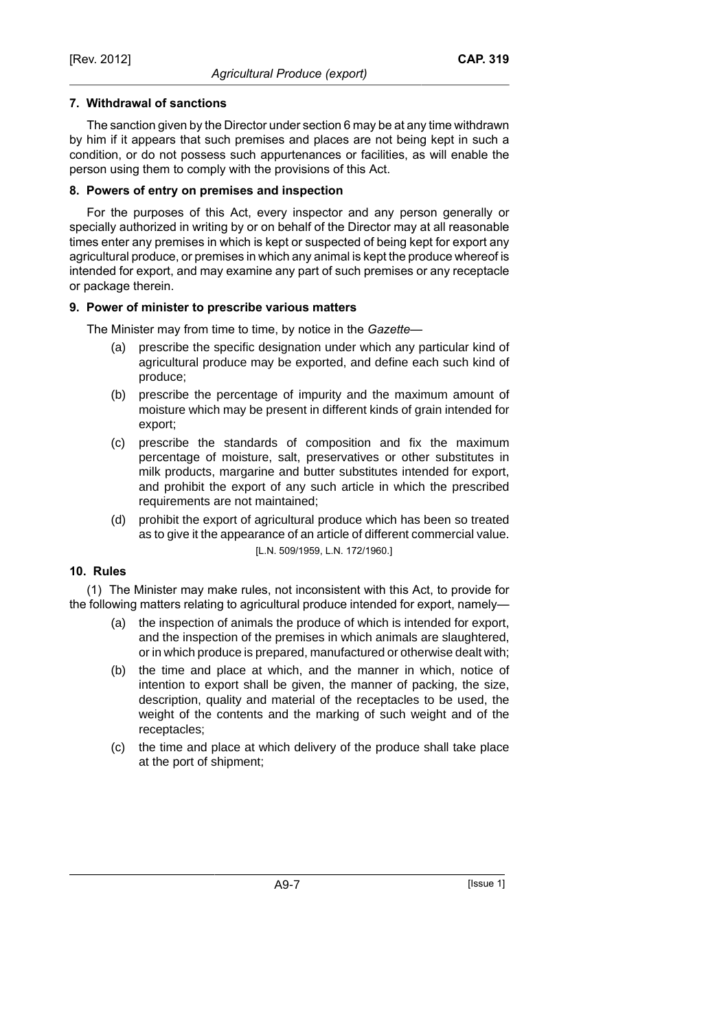### 7. Withdrawal of sanctions

The sanction given by the Director under section 6 may be at any time withdrawn by him if it appears that such premises and places are not being kept in such a condition, or do not possess such appurtenances or facilities, as will enable the person using them to comply with the provisions of this Act.

### 8. Powers of entry on premises and inspection

For the purposes of this Act, every inspector and any person generally or specially authorized in writing by or on behalf of the Director may at all reasonable times enter any premises in which is kept or suspected of being kept for export any agricultural produce, or premises in which any animal is kept the produce whereof is intended for export, and may examine any part of such premises or any receptacle or package therein.

### 9. Power of minister to prescribe various matters

The Minister may from time to time, by notice in the *Gazette*—

- (a) prescribe the specific designation under which any particular kind of agricultural produce may be exported, and define each such kind of produce;
- (b) prescribe the percentage of impurity and the maximum amount of moisture which may be present in different kinds of grain intended for export;
- (c) prescribe the standards of composition and fix the maximum percentage of moisture, salt, preservatives or other substitutes in milk products, margarine and butter substitutes intended for export, and prohibit the export of any such article in which the prescribed requirements are not maintained;
- (d) prohibit the export of agricultural produce which has been so treated as to give it the appearance of an article of different commercial value.

[L.N. 509/1959, L.N. 172/1960.]

### 10. Rules

(1) The Minister may make rules, not inconsistent with this Act, to provide for the following matters relating to agricultural produce intended for export, namely—

- (a) the inspection of animals the produce of which is intended for export, and the inspection of the premises in which animals are slaughtered, or in which produce is prepared, manufactured or otherwise dealt with;
- (b) the time and place at which, and the manner in which, notice of intention to export shall be given, the manner of packing, the size, description, quality and material of the receptacles to be used, the weight of the contents and the marking of such weight and of the receptacles;
- (c) the time and place at which delivery of the produce shall take place at the port of shipment;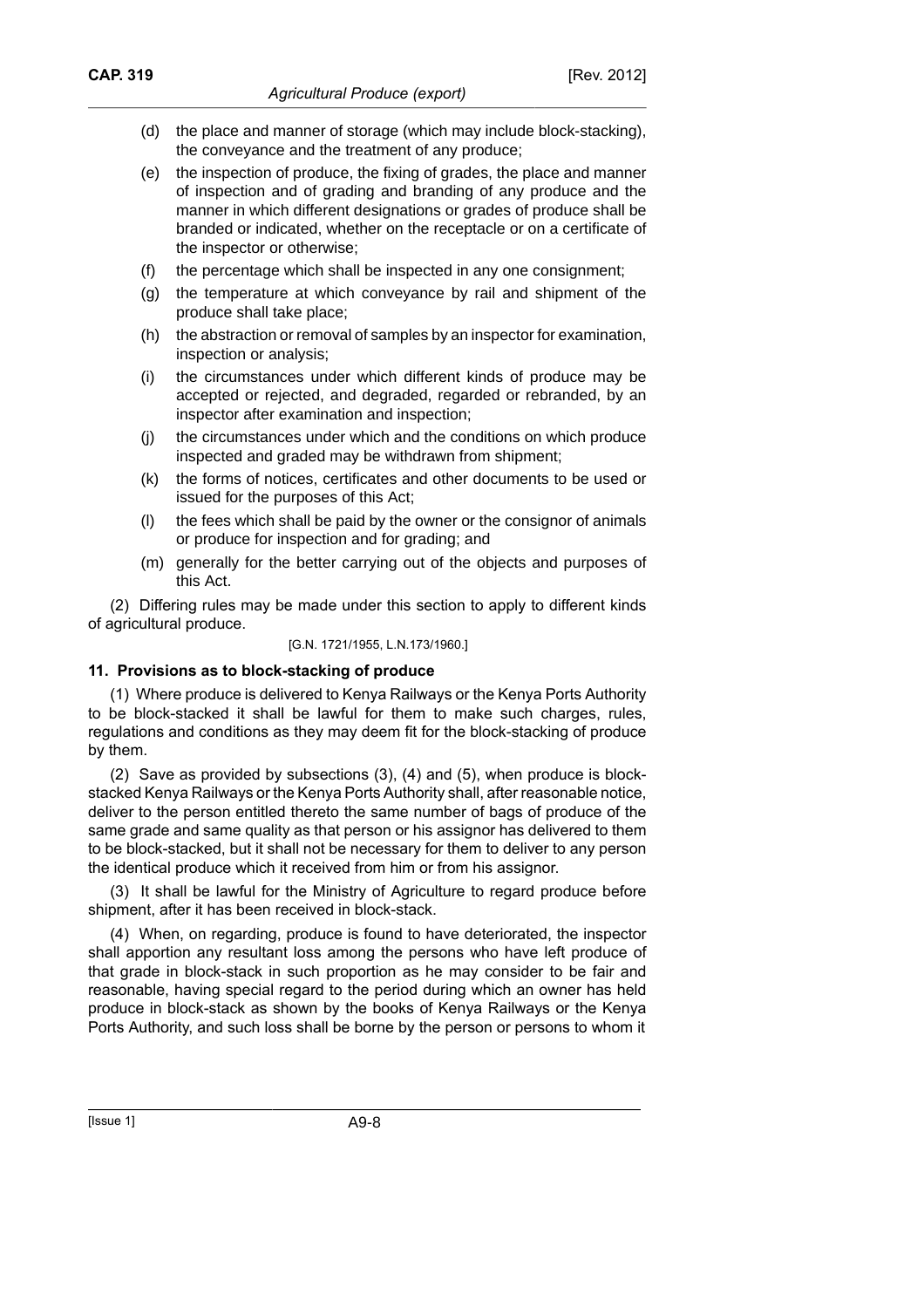(d) the place and manner of storage (which may include block-stacking), the conveyance and the treatment of any produce;

(e) the inspection of produce, the fixing of grades, the place and manner of inspection and of grading and branding of any produce and the manner in which different designations or grades of produce shall be branded or indicated, whether on the receptacle or on a certificate of the inspector or otherwise;

(f) the percentage which shall be inspected in any one consignment;

(g) the temperature at which conveyance by rail and shipment of the produce shall take place;

(h) the abstraction or removal of samples by an inspector for examination, inspection or analysis;

(i) the circumstances under which different kinds of produce may be accepted or rejected, and degraded, regarded or rebranded, by an inspector after examination and inspection;

(j) the circumstances under which and the conditions on which produce inspected and graded may be withdrawn from shipment;

(k) the forms of notices, certificates and other documents to be used or issued for the purposes of this Act;

(l) the fees which shall be paid by the owner or the consignor of animals or produce for inspection and for grading; and

(m) generally for the better carrying out of the objects and purposes of this Act.

(2) Differing rules may be made under this section to apply to different kinds of agricultural produce.

[G.N. 1721/1955, L.N.173/1960.]

**11. Provisions as to block-stacking of produce**

(1) Where produce is delivered to Kenya Railways or the Kenya Ports Authority to be block-stacked it shall be lawful for them to make such charges, rules, regulations and conditions as they may deem fit for the block-stacking of produce by them.

(2) Save as provided by subsections (3), (4) and (5), when produce is block-stacked Kenya Railways or the Kenya Ports Authority shall, after reasonable notice, deliver to the person entitled thereto the same number of bags of produce of the same grade and same quality as that person or his assignor has delivered to them to be block-stacked, but it shall not be necessary for them to deliver to any person the identical produce which it received from him or from his assignor.

(3) It shall be lawful for the Ministry of Agriculture to regard produce before shipment, after it has been received in block-stack.

(4) When, on regarding, produce is found to have deteriorated, the inspector shall apportion any resultant loss among the persons who have left produce of that grade in block-stack in such proportion as he may consider to be fair and reasonable, having special regard to the period during which an owner has held produce in block-stack as shown by the books of Kenya Railways or the Kenya Ports Authority, and such loss shall be borne by the person or persons to whom it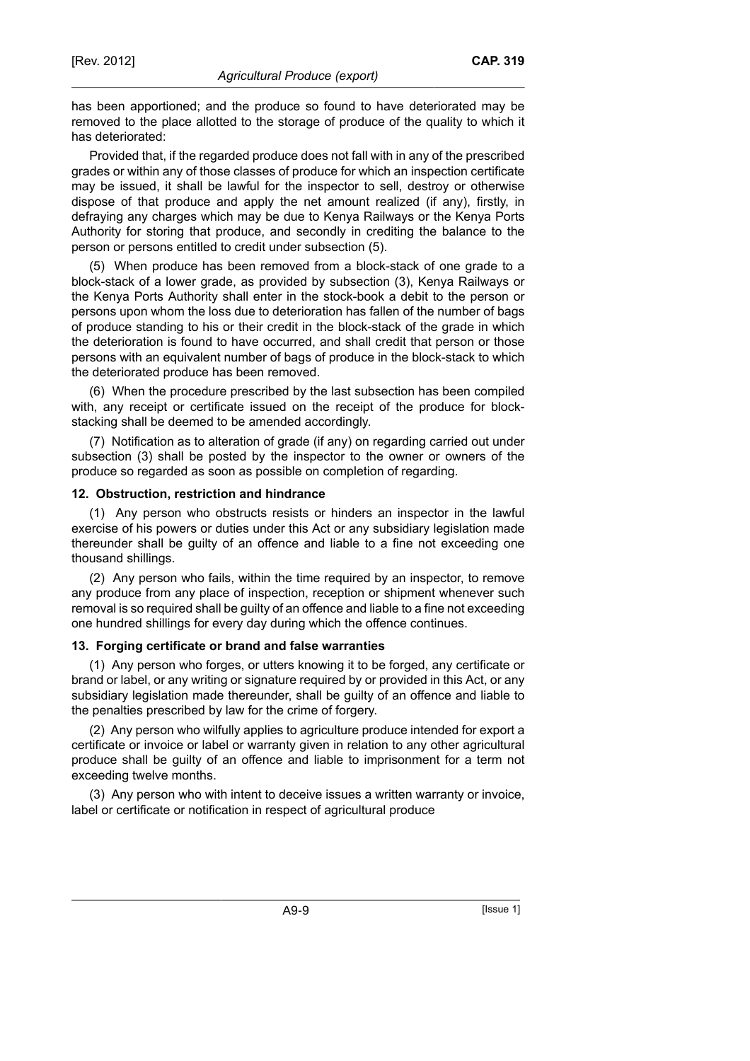has been apportioned; and the produce so found to have deteriorated may be removed to the place allotted to the storage of produce of the quality to which it has deteriorated:

Provided that, if the regarded produce does not fall with in any of the prescribed grades or within any of those classes of produce for which an inspection certificate may be issued, it shall be lawful for the inspector to sell, destroy or otherwise dispose of that produce and apply the net amount realized (if any), firstly, in defraying any charges which may be due to Kenya Railways or the Kenya Ports Authority for storing that produce, and secondly in crediting the balance to the person or persons entitled to credit under subsection (5).

(5) When produce has been removed from a block-stack of one grade to a block-stack of a lower grade, as provided by subsection (3), Kenya Railways or the Kenya Ports Authority shall enter in the stock-book a debit to the person or persons upon whom the loss due to deterioration has fallen of the number of bags of produce standing to his or their credit in the block-stack of the grade in which the deterioration is found to have occurred, and shall credit that person or those persons with an equivalent number of bags of produce in the block-stack to which the deteriorated produce has been removed.

(6) When the procedure prescribed by the last subsection has been compiled with, any receipt or certificate issued on the receipt of the produce for block-stacking shall be deemed to be amended accordingly.

(7) Notification as to alteration of grade (if any) on regarding carried out under subsection (3) shall be posted by the inspector to the owner or owners of the produce so regarded as soon as possible on completion of regarding.

### 12. Obstruction, restriction and hindrance

(1) Any person who obstructs resists or hinders an inspector in the lawful exercise of his powers or duties under this Act or any subsidiary legislation made thereunder shall be guilty of an offence and liable to a fine not exceeding one thousand shillings.

(2) Any person who fails, within the time required by an inspector, to remove any produce from any place of inspection, reception or shipment whenever such removal is so required shall be guilty of an offence and liable to a fine not exceeding one hundred shillings for every day during which the offence continues.

### 13. Forging certificate or brand and false warranties

(1) Any person who forges, or utters knowing it to be forged, any certificate or brand or label, or any writing or signature required by or provided in this Act, or any subsidiary legislation made thereunder, shall be guilty of an offence and liable to the penalties prescribed by law for the crime of forgery.

(2) Any person who wilfully applies to agriculture produce intended for export a certificate or invoice or label or warranty given in relation to any other agricultural produce shall be guilty of an offence and liable to imprisonment for a term not exceeding twelve months.

(3) Any person who with intent to deceive issues a written warranty or invoice, label or certificate or notification in respect of agricultural produce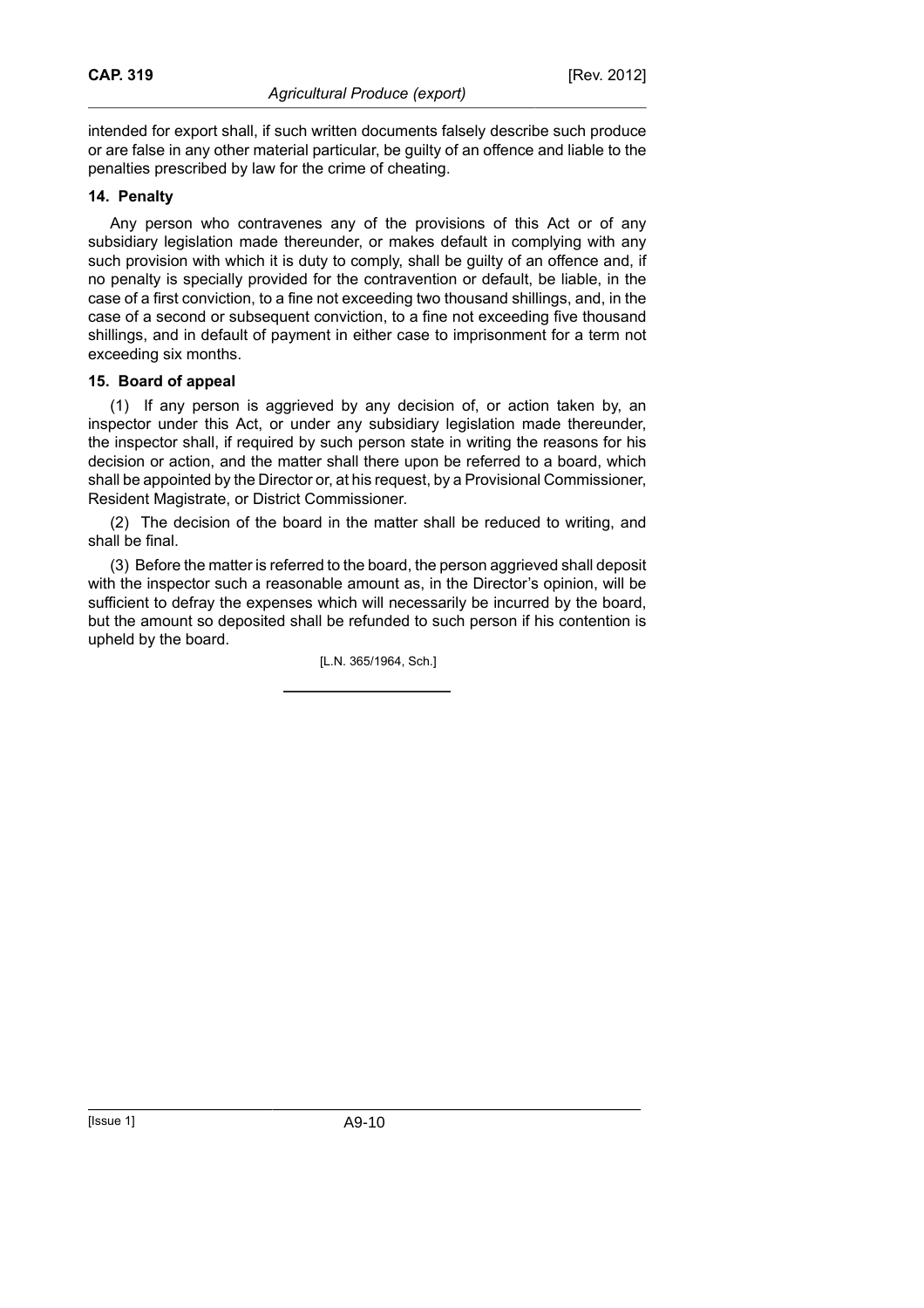intended for export shall, if such written documents falsely describe such produce or are false in any other material particular, be guilty of an offence and liable to the penalties prescribed by law for the crime of cheating.

**14. Penalty**

Any person who contravenes any of the provisions of this Act or of any subsidiary legislation made thereunder, or makes default in complying with any such provision with which it is duty to comply, shall be guilty of an offence and, if no penalty is specially provided for the contravention or default, be liable, in the case of a first conviction, to a fine not exceeding two thousand shillings, and, in the case of a second or subsequent conviction, to a fine not exceeding five thousand shillings, and in default of payment in either case to imprisonment for a term not exceeding six months.

**15. Board of appeal**

(1) If any person is aggrieved by any decision of, or action taken by, an inspector under this Act, or under any subsidiary legislation made thereunder, the inspector shall, if required by such person state in writing the reasons for his decision or action, and the matter shall there upon be referred to a board, which shall be appointed by the Director or, at his request, by a Provisional Commissioner, Resident Magistrate, or District Commissioner.

(2) The decision of the board in the matter shall be reduced to writing, and shall be final.

(3) Before the matter is referred to the board, the person aggrieved shall deposit with the inspector such a reasonable amount as, in the Director's opinion, will be sufficient to defray the expenses which will necessarily be incurred by the board, but the amount so deposited shall be refunded to such person if his contention is upheld by the board.

[L.N. 365/1964, Sch.]